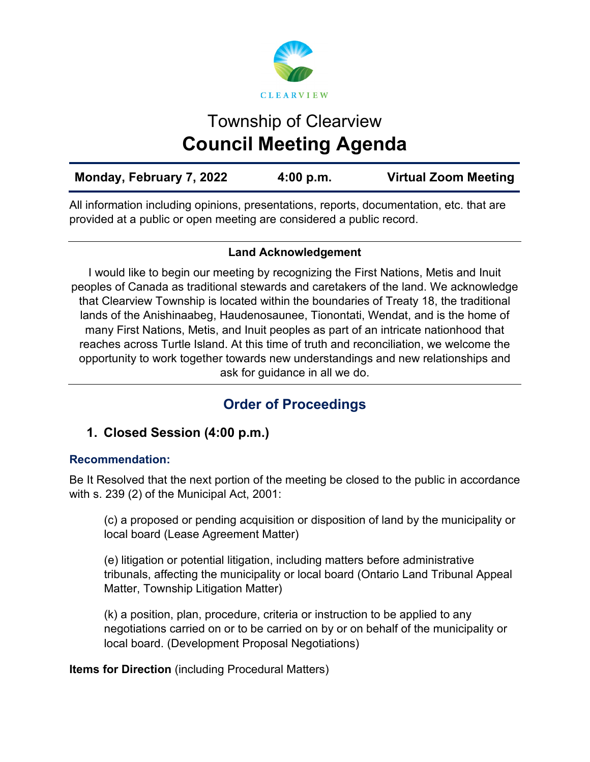CLEARVIEW

# Township of Clearview
# Council Meeting Agenda

| Monday, February 7, 2022 | 4:00 p.m. | Virtual Zoom Meeting |
|---|---|---|

All information including opinions, presentations, reports, documentation, etc. that are provided at a public or open meeting are considered a public record.

**Land Acknowledgement**

I would like to begin our meeting by recognizing the First Nations, Metis and Inuit peoples of Canada as traditional stewards and caretakers of the land. We acknowledge that Clearview Township is located within the boundaries of Treaty 18, the traditional lands of the Anishinaabeg, Haudenosaunee, Tionontati, Wendat, and is the home of many First Nations, Metis, and Inuit peoples as part of an intricate nationhood that reaches across Turtle Island. At this time of truth and reconciliation, we welcome the opportunity to work together towards new understandings and new relationships and ask for guidance in all we do.

## Order of Proceedings

### 1. Closed Session (4:00 p.m.)

**Recommendation:**

Be It Resolved that the next portion of the meeting be closed to the public in accordance with s. 239 (2) of the Municipal Act, 2001:

(c) a proposed or pending acquisition or disposition of land by the municipality or local board (Lease Agreement Matter)

(e) litigation or potential litigation, including matters before administrative tribunals, affecting the municipality or local board (Ontario Land Tribunal Appeal Matter, Township Litigation Matter)

(k) a position, plan, procedure, criteria or instruction to be applied to any negotiations carried on or to be carried on by or on behalf of the municipality or local board. (Development Proposal Negotiations)

**Items for Direction** (including Procedural Matters)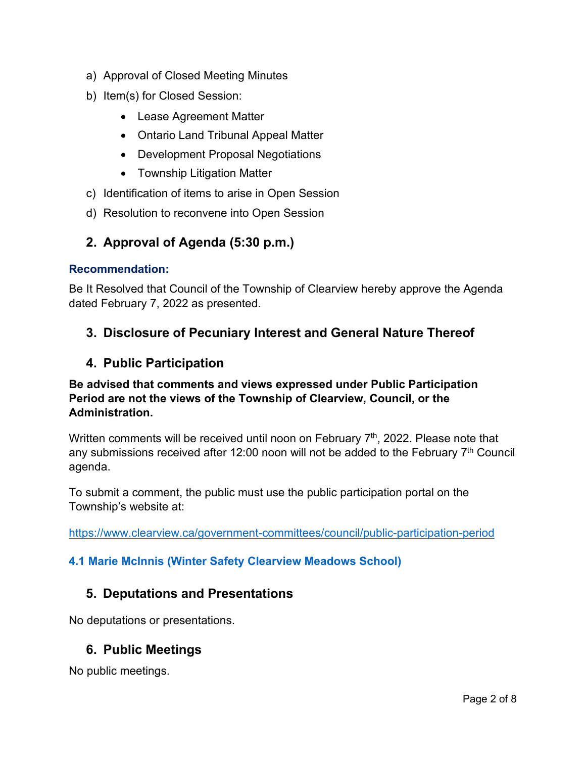a) Approval of Closed Meeting Minutes
b) Item(s) for Closed Session:
    - Lease Agreement Matter
    - Ontario Land Tribunal Appeal Matter
    - Development Proposal Negotiations
    - Township Litigation Matter
c) Identification of items to arise in Open Session
d) Resolution to reconvene into Open Session

## 2. Approval of Agenda (5:30 p.m.)

**Recommendation:**

Be It Resolved that Council of the Township of Clearview hereby approve the Agenda dated February 7, 2022 as presented.

## 3. Disclosure of Pecuniary Interest and General Nature Thereof

## 4. Public Participation

**Be advised that comments and views expressed under Public Participation Period are not the views of the Township of Clearview, Council, or the Administration.**

Written comments will be received until noon on February 7th, 2022. Please note that any submissions received after 12:00 noon will not be added to the February 7th Council agenda.

To submit a comment, the public must use the public participation portal on the Township's website at:

https://www.clearview.ca/government-committees/council/public-participation-period

**4.1 Marie McInnis (Winter Safety Clearview Meadows School)**

## 5. Deputations and Presentations

No deputations or presentations.

## 6. Public Meetings

No public meetings.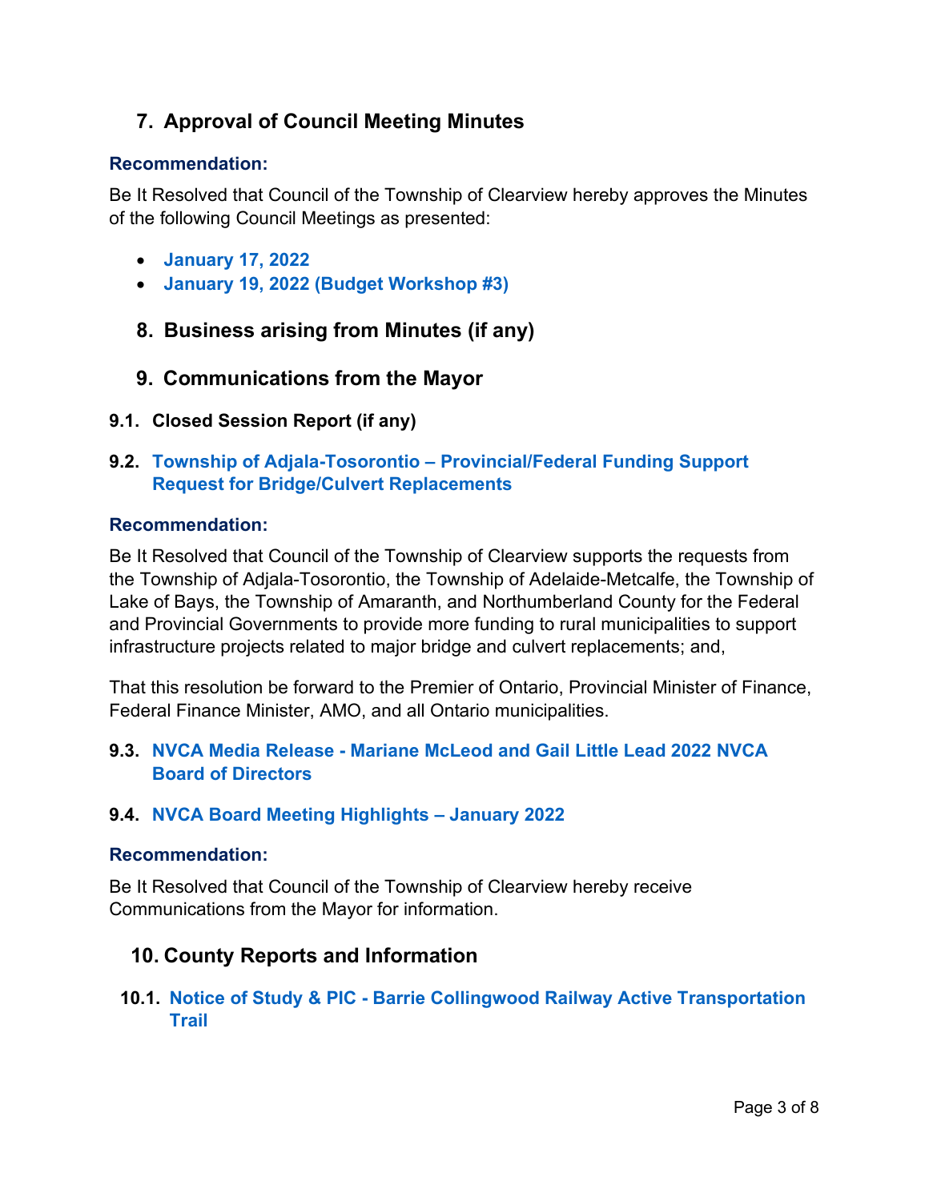## 7. Approval of Council Meeting Minutes

**Recommendation:**

Be It Resolved that Council of the Township of Clearview hereby approves the Minutes of the following Council Meetings as presented:

- **January 17, 2022**
- **January 19, 2022 (Budget Workshop #3)**

## 8. Business arising from Minutes (if any)

## 9. Communications from the Mayor

### 9.1. Closed Session Report (if any)

### 9.2. Township of Adjala-Tosorontio – Provincial/Federal Funding Support Request for Bridge/Culvert Replacements

**Recommendation:**

Be It Resolved that Council of the Township of Clearview supports the requests from the Township of Adjala-Tosorontio, the Township of Adelaide-Metcalfe, the Township of Lake of Bays, the Township of Amaranth, and Northumberland County for the Federal and Provincial Governments to provide more funding to rural municipalities to support infrastructure projects related to major bridge and culvert replacements; and,

That this resolution be forward to the Premier of Ontario, Provincial Minister of Finance, Federal Finance Minister, AMO, and all Ontario municipalities.

### 9.3. NVCA Media Release - Mariane McLeod and Gail Little Lead 2022 NVCA Board of Directors

### 9.4. NVCA Board Meeting Highlights – January 2022

**Recommendation:**

Be It Resolved that Council of the Township of Clearview hereby receive Communications from the Mayor for information.

## 10. County Reports and Information

### 10.1. Notice of Study & PIC - Barrie Collingwood Railway Active Transportation Trail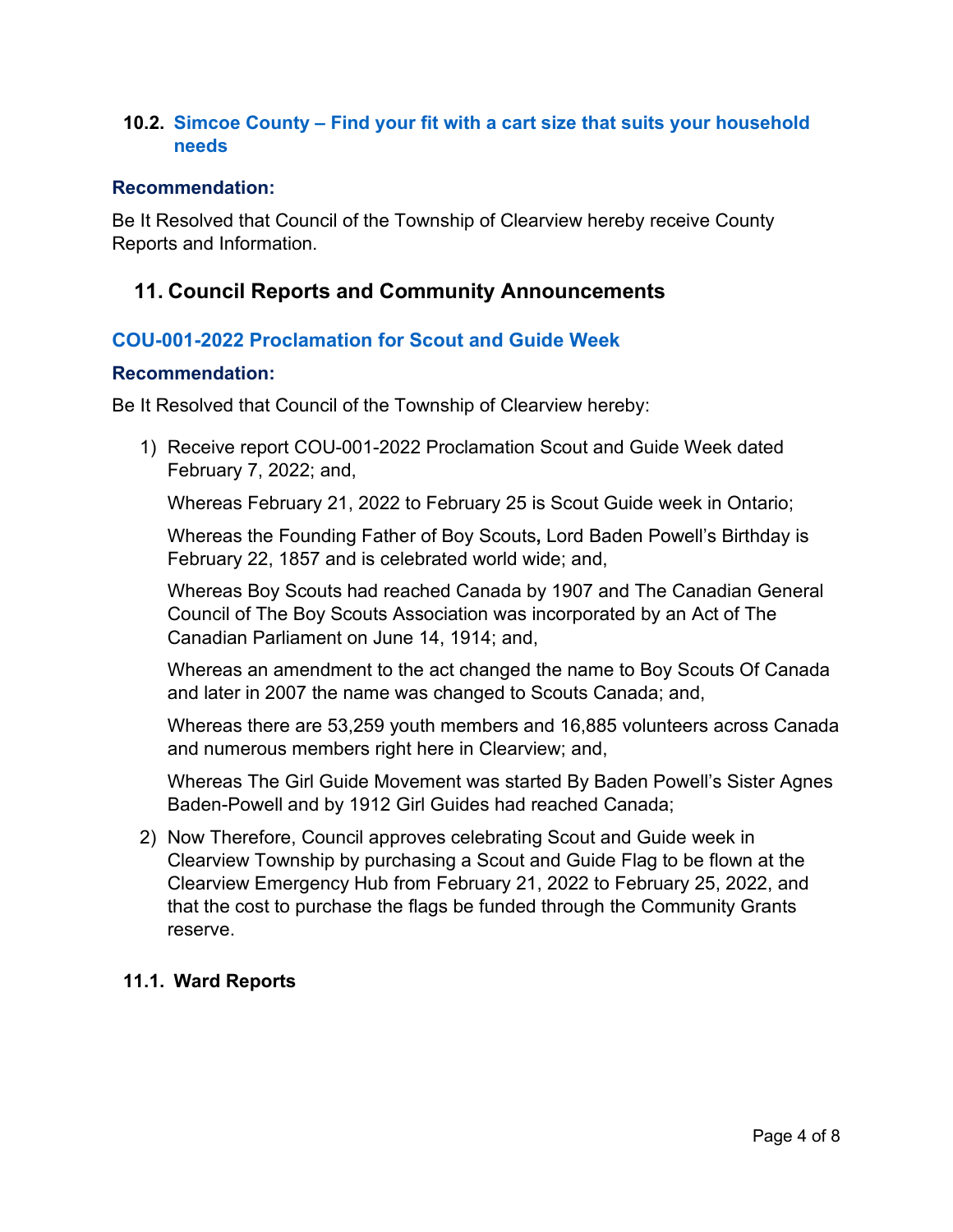### 10.2. Simcoe County – Find your fit with a cart size that suits your household needs

**Recommendation:**

Be It Resolved that Council of the Township of Clearview hereby receive County Reports and Information.

## 11. Council Reports and Community Announcements

### COU-001-2022 Proclamation for Scout and Guide Week

**Recommendation:**

Be It Resolved that Council of the Township of Clearview hereby:

1) Receive report COU-001-2022 Proclamation Scout and Guide Week dated February 7, 2022; and,

   Whereas February 21, 2022 to February 25 is Scout Guide week in Ontario;

   Whereas the Founding Father of Boy Scouts**,** Lord Baden Powell's Birthday is February 22, 1857 and is celebrated world wide; and,

   Whereas Boy Scouts had reached Canada by 1907 and The Canadian General Council of The Boy Scouts Association was incorporated by an Act of The Canadian Parliament on June 14, 1914; and,

   Whereas an amendment to the act changed the name to Boy Scouts Of Canada and later in 2007 the name was changed to Scouts Canada; and,

   Whereas there are 53,259 youth members and 16,885 volunteers across Canada and numerous members right here in Clearview; and,

   Whereas The Girl Guide Movement was started By Baden Powell's Sister Agnes Baden-Powell and by 1912 Girl Guides had reached Canada;

2) Now Therefore, Council approves celebrating Scout and Guide week in Clearview Township by purchasing a Scout and Guide Flag to be flown at the Clearview Emergency Hub from February 21, 2022 to February 25, 2022, and that the cost to purchase the flags be funded through the Community Grants reserve.

### 11.1. Ward Reports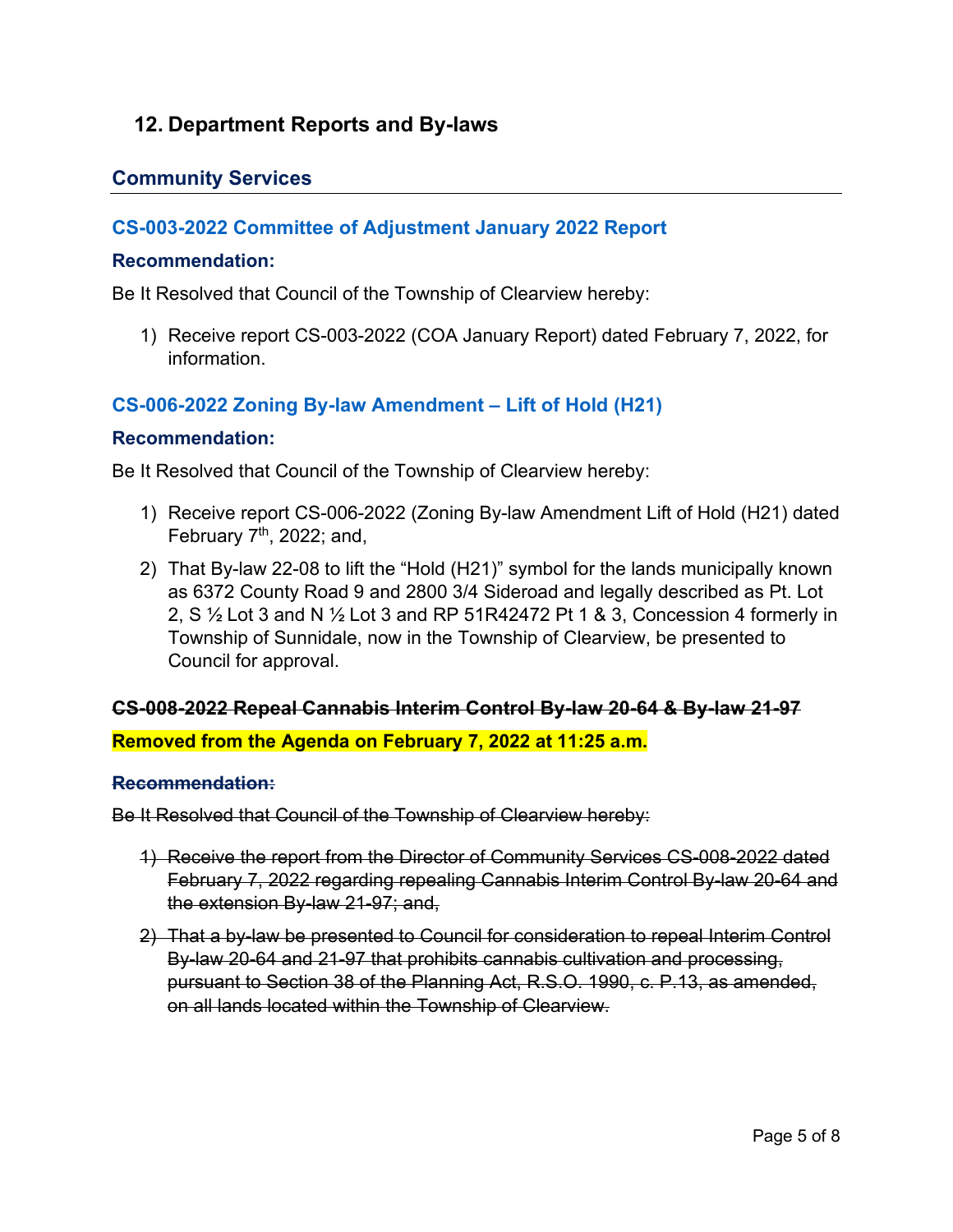# 12. Department Reports and By-laws

## Community Services

### CS-003-2022 Committee of Adjustment January 2022 Report

#### Recommendation:

Be It Resolved that Council of the Township of Clearview hereby:

1) Receive report CS-003-2022 (COA January Report) dated February 7, 2022, for information.

### CS-006-2022 Zoning By-law Amendment – Lift of Hold (H21)

#### Recommendation:

Be It Resolved that Council of the Township of Clearview hereby:

1) Receive report CS-006-2022 (Zoning By-law Amendment Lift of Hold (H21) dated February 7th, 2022; and,
2) That By-law 22-08 to lift the "Hold (H21)" symbol for the lands municipally known as 6372 County Road 9 and 2800 3/4 Sideroad and legally described as Pt. Lot 2, S ½ Lot 3 and N ½ Lot 3 and RP 51R42472 Pt 1 & 3, Concession 4 formerly in Township of Sunnidale, now in the Township of Clearview, be presented to Council for approval.

### ~~CS-008-2022 Repeal Cannabis Interim Control By-law 20-64 & By-law 21-97~~

**Removed from the Agenda on February 7, 2022 at 11:25 a.m.**

#### ~~Recommendation:~~

~~Be It Resolved that Council of the Township of Clearview hereby:~~

1) ~~Receive the report from the Director of Community Services CS-008-2022 dated February 7, 2022 regarding repealing Cannabis Interim Control By-law 20-64 and the extension By-law 21-97; and,~~
2) ~~That a by-law be presented to Council for consideration to repeal Interim Control By-law 20-64 and 21-97 that prohibits cannabis cultivation and processing, pursuant to Section 38 of the Planning Act, R.S.O. 1990, c. P.13, as amended, on all lands located within the Township of Clearview.~~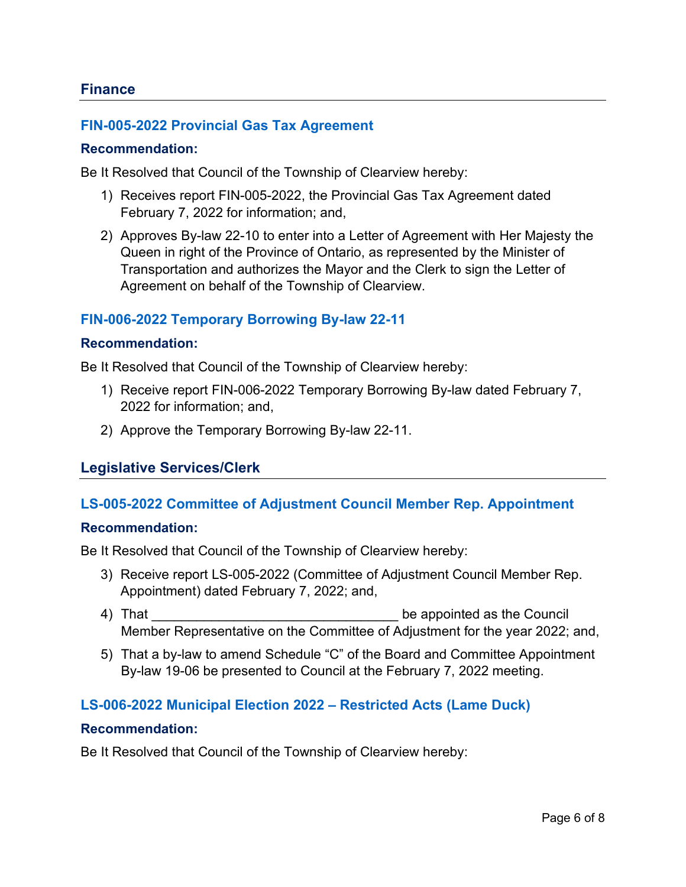## Finance

### FIN-005-2022 Provincial Gas Tax Agreement

**Recommendation:**

Be It Resolved that Council of the Township of Clearview hereby:

1) Receives report FIN-005-2022, the Provincial Gas Tax Agreement dated February 7, 2022 for information; and,
2) Approves By-law 22-10 to enter into a Letter of Agreement with Her Majesty the Queen in right of the Province of Ontario, as represented by the Minister of Transportation and authorizes the Mayor and the Clerk to sign the Letter of Agreement on behalf of the Township of Clearview.

### FIN-006-2022 Temporary Borrowing By-law 22-11

**Recommendation:**

Be It Resolved that Council of the Township of Clearview hereby:

1) Receive report FIN-006-2022 Temporary Borrowing By-law dated February 7, 2022 for information; and,
2) Approve the Temporary Borrowing By-law 22-11.

## Legislative Services/Clerk

### LS-005-2022 Committee of Adjustment Council Member Rep. Appointment

**Recommendation:**

Be It Resolved that Council of the Township of Clearview hereby:

3) Receive report LS-005-2022 (Committee of Adjustment Council Member Rep. Appointment) dated February 7, 2022; and,
4) That _________________________________ be appointed as the Council Member Representative on the Committee of Adjustment for the year 2022; and,
5) That a by-law to amend Schedule “C” of the Board and Committee Appointment By-law 19-06 be presented to Council at the February 7, 2022 meeting.

### LS-006-2022 Municipal Election 2022 – Restricted Acts (Lame Duck)

**Recommendation:**

Be It Resolved that Council of the Township of Clearview hereby: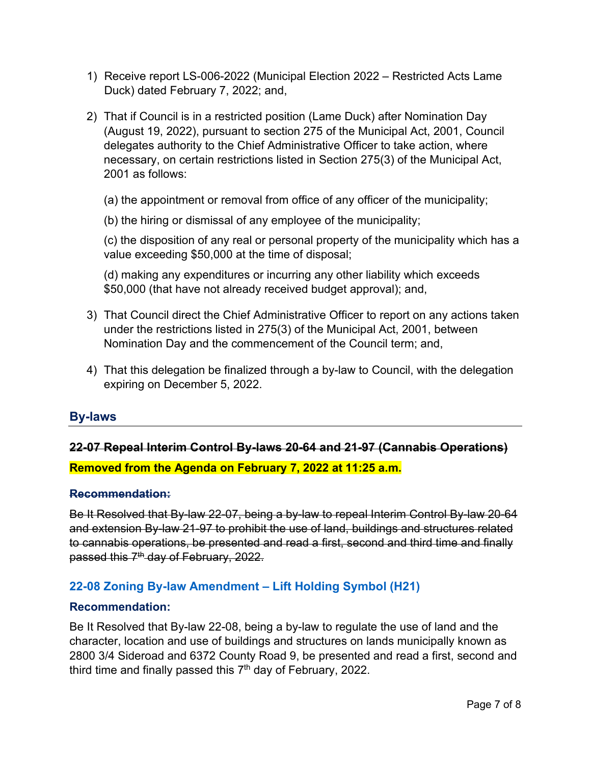1) Receive report LS-006-2022 (Municipal Election 2022 – Restricted Acts Lame Duck) dated February 7, 2022; and,

2) That if Council is in a restricted position (Lame Duck) after Nomination Day (August 19, 2022), pursuant to section 275 of the Municipal Act, 2001, Council delegates authority to the Chief Administrative Officer to take action, where necessary, on certain restrictions listed in Section 275(3) of the Municipal Act, 2001 as follows:

   (a) the appointment or removal from office of any officer of the municipality;

   (b) the hiring or dismissal of any employee of the municipality;

   (c) the disposition of any real or personal property of the municipality which has a value exceeding $50,000 at the time of disposal;

   (d) making any expenditures or incurring any other liability which exceeds $50,000 (that have not already received budget approval); and,

3) That Council direct the Chief Administrative Officer to report on any actions taken under the restrictions listed in 275(3) of the Municipal Act, 2001, between Nomination Day and the commencement of the Council term; and,

4) That this delegation be finalized through a by-law to Council, with the delegation expiring on December 5, 2022.

## By-laws

### ~~22-07 Repeal Interim Control By-laws 20-64 and 21-97 (Cannabis Operations)~~

**Removed from the Agenda on February 7, 2022 at 11:25 a.m.**

**~~Recommendation:~~**

~~Be It Resolved that By-law 22-07, being a by-law to repeal Interim Control By-law 20-64 and extension By-law 21-97 to prohibit the use of land, buildings and structures related to cannabis operations, be presented and read a first, second and third time and finally passed this 7th day of February, 2022.~~

### 22-08 Zoning By-law Amendment – Lift Holding Symbol (H21)

**Recommendation:**

Be It Resolved that By-law 22-08, being a by-law to regulate the use of land and the character, location and use of buildings and structures on lands municipally known as 2800 3/4 Sideroad and 6372 County Road 9, be presented and read a first, second and third time and finally passed this 7th day of February, 2022.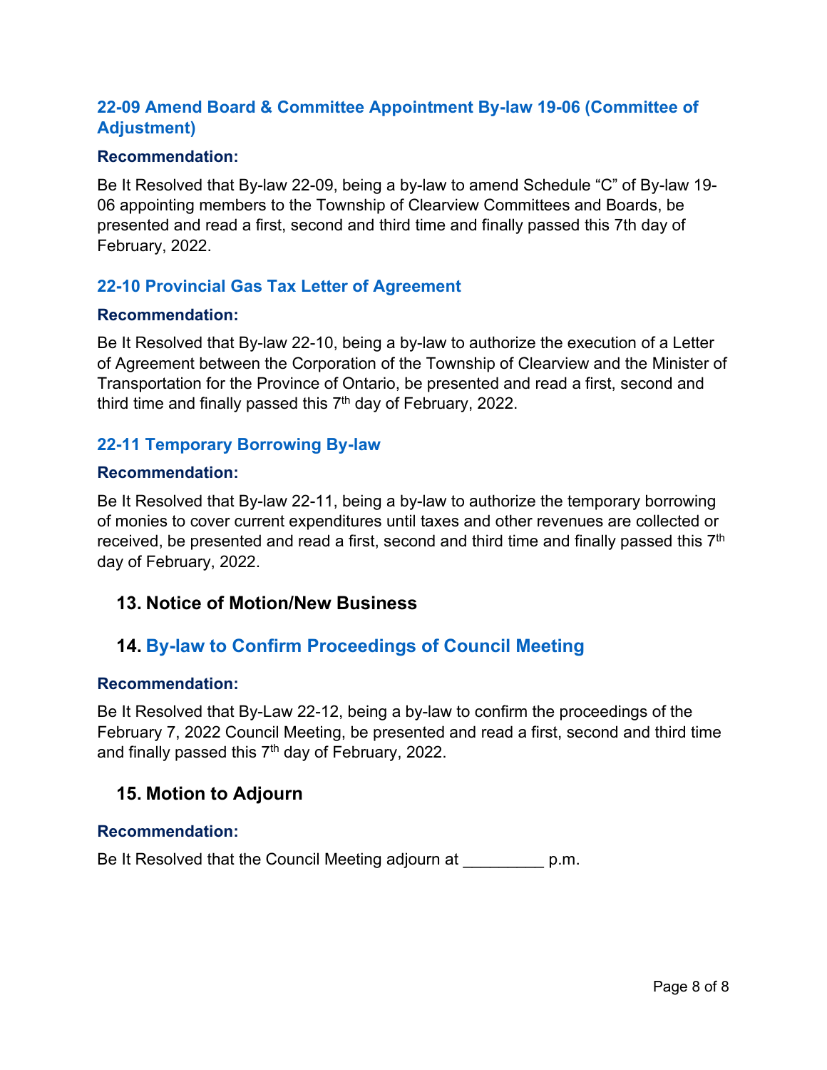### 22-09 Amend Board & Committee Appointment By-law 19-06 (Committee of Adjustment)

**Recommendation:**

Be It Resolved that By-law 22-09, being a by-law to amend Schedule “C” of By-law 19-06 appointing members to the Township of Clearview Committees and Boards, be presented and read a first, second and third time and finally passed this 7th day of February, 2022.

### 22-10 Provincial Gas Tax Letter of Agreement

**Recommendation:**

Be It Resolved that By-law 22-10, being a by-law to authorize the execution of a Letter of Agreement between the Corporation of the Township of Clearview and the Minister of Transportation for the Province of Ontario, be presented and read a first, second and third time and finally passed this 7th day of February, 2022.

### 22-11 Temporary Borrowing By-law

**Recommendation:**

Be It Resolved that By-law 22-11, being a by-law to authorize the temporary borrowing of monies to cover current expenditures until taxes and other revenues are collected or received, be presented and read a first, second and third time and finally passed this 7th day of February, 2022.

## 13. Notice of Motion/New Business

## 14. By-law to Confirm Proceedings of Council Meeting

**Recommendation:**

Be It Resolved that By-Law 22-12, being a by-law to confirm the proceedings of the February 7, 2022 Council Meeting, be presented and read a first, second and third time and finally passed this 7th day of February, 2022.

## 15. Motion to Adjourn

**Recommendation:**

Be It Resolved that the Council Meeting adjourn at _________ p.m.